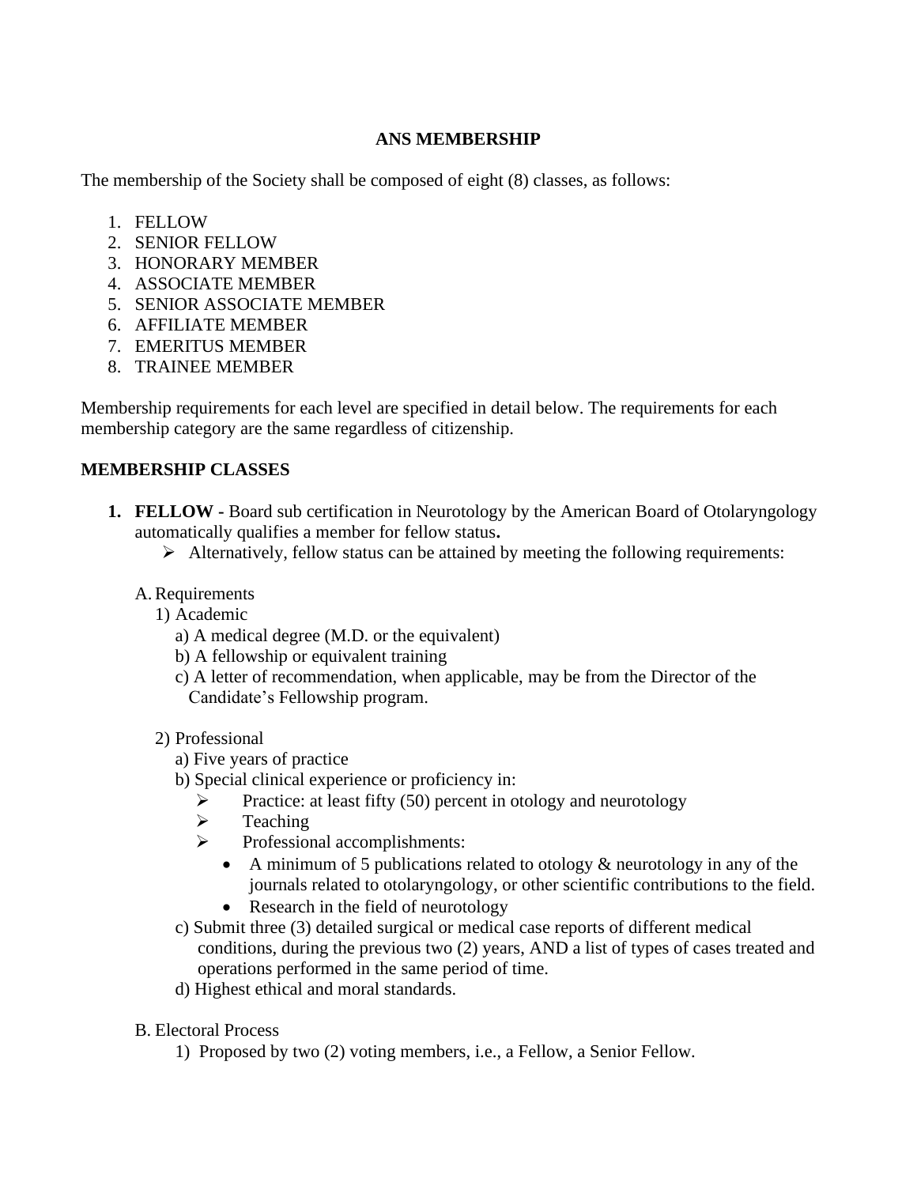# ANS MEMBERSHIP

The membership of the Society shall be composed of eight (8) classes, as follows:

1. FELLOW
2. SENIOR FELLOW
3. HONORARY MEMBER
4. ASSOCIATE MEMBER
5. SENIOR ASSOCIATE MEMBER
6. AFFILIATE MEMBER
7. EMERITUS MEMBER
8. TRAINEE MEMBER

Membership requirements for each level are specified in detail below. The requirements for each membership category are the same regardless of citizenship.

## MEMBERSHIP CLASSES

1. **FELLOW -** Board sub certification in Neurotology by the American Board of Otolaryngology automatically qualifies a member for fellow status**.**
   - Alternatively, fellow status can be attained by meeting the following requirements:

   A. Requirements

   1) Academic
      a) A medical degree (M.D. or the equivalent)
      b) A fellowship or equivalent training
      c) A letter of recommendation, when applicable, may be from the Director of the Candidate's Fellowship program.

   2) Professional
      a) Five years of practice
      b) Special clinical experience or proficiency in:
      - Practice: at least fifty (50) percent in otology and neurotology
      - Teaching
      - Professional accomplishments:
        - A minimum of 5 publications related to otology & neurotology in any of the journals related to otolaryngology, or other scientific contributions to the field.
        - Research in the field of neurotology

      c) Submit three (3) detailed surgical or medical case reports of different medical conditions, during the previous two (2) years, AND a list of types of cases treated and operations performed in the same period of time.
      d) Highest ethical and moral standards.

   B. Electoral Process

   1) Proposed by two (2) voting members, i.e., a Fellow, a Senior Fellow.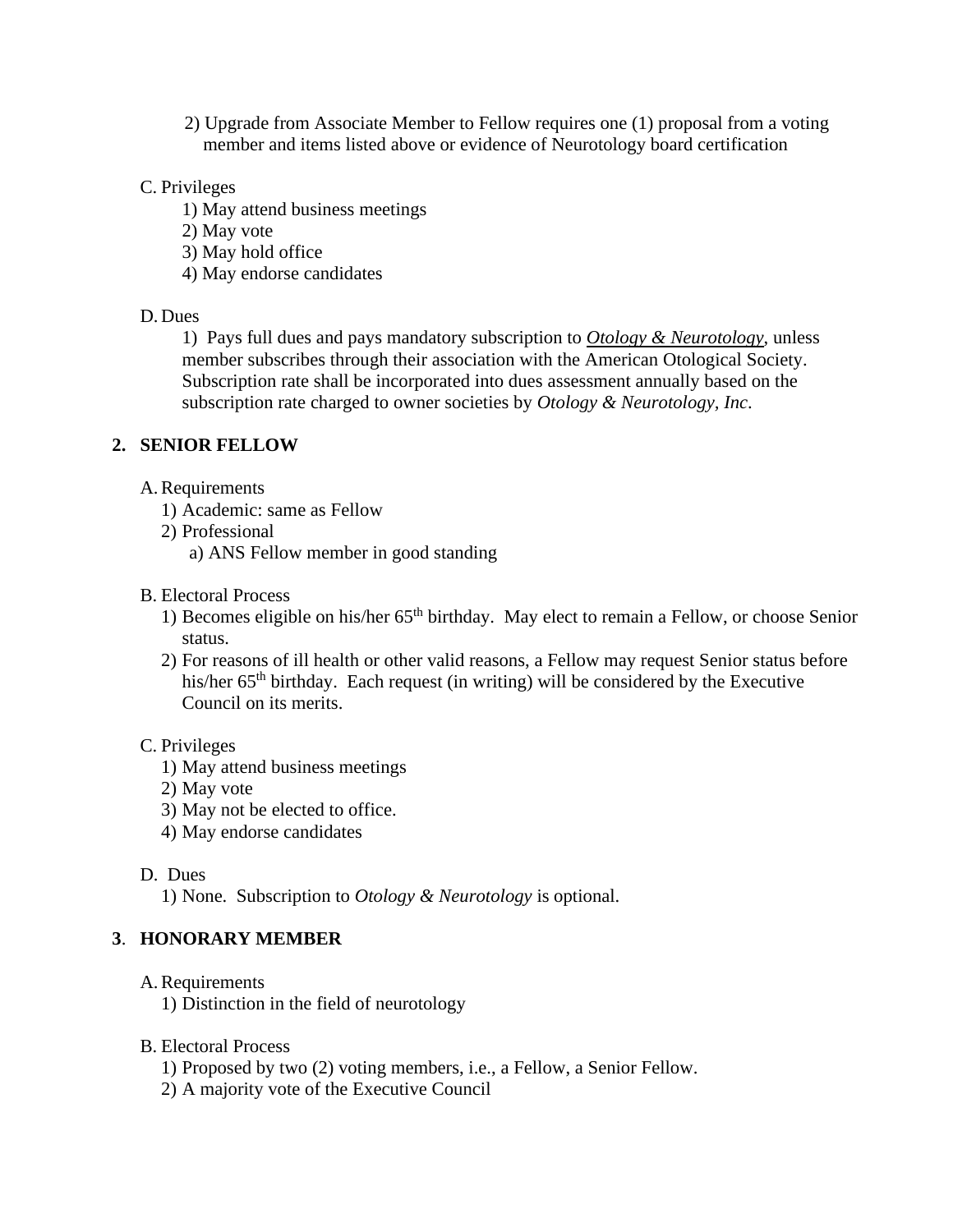2) Upgrade from Associate Member to Fellow requires one (1) proposal from a voting member and items listed above or evidence of Neurotology board certification

C. Privileges
   1) May attend business meetings
   2) May vote
   3) May hold office
   4) May endorse candidates

D. Dues
   1) Pays full dues and pays mandatory subscription to ***Otology & Neurotology***, unless member subscribes through their association with the American Otological Society. Subscription rate shall be incorporated into dues assessment annually based on the subscription rate charged to owner societies by *Otology & Neurotology, Inc*.

## 2. SENIOR FELLOW

A. Requirements
   1) Academic: same as Fellow
   2) Professional
      a) ANS Fellow member in good standing

B. Electoral Process
   1) Becomes eligible on his/her 65th birthday. May elect to remain a Fellow, or choose Senior status.
   2) For reasons of ill health or other valid reasons, a Fellow may request Senior status before his/her 65th birthday. Each request (in writing) will be considered by the Executive Council on its merits.

C. Privileges
   1) May attend business meetings
   2) May vote
   3) May not be elected to office.
   4) May endorse candidates

D. Dues
   1) None. Subscription to *Otology & Neurotology* is optional.

## 3. HONORARY MEMBER

A. Requirements
   1) Distinction in the field of neurotology

B. Electoral Process
   1) Proposed by two (2) voting members, i.e., a Fellow, a Senior Fellow.
   2) A majority vote of the Executive Council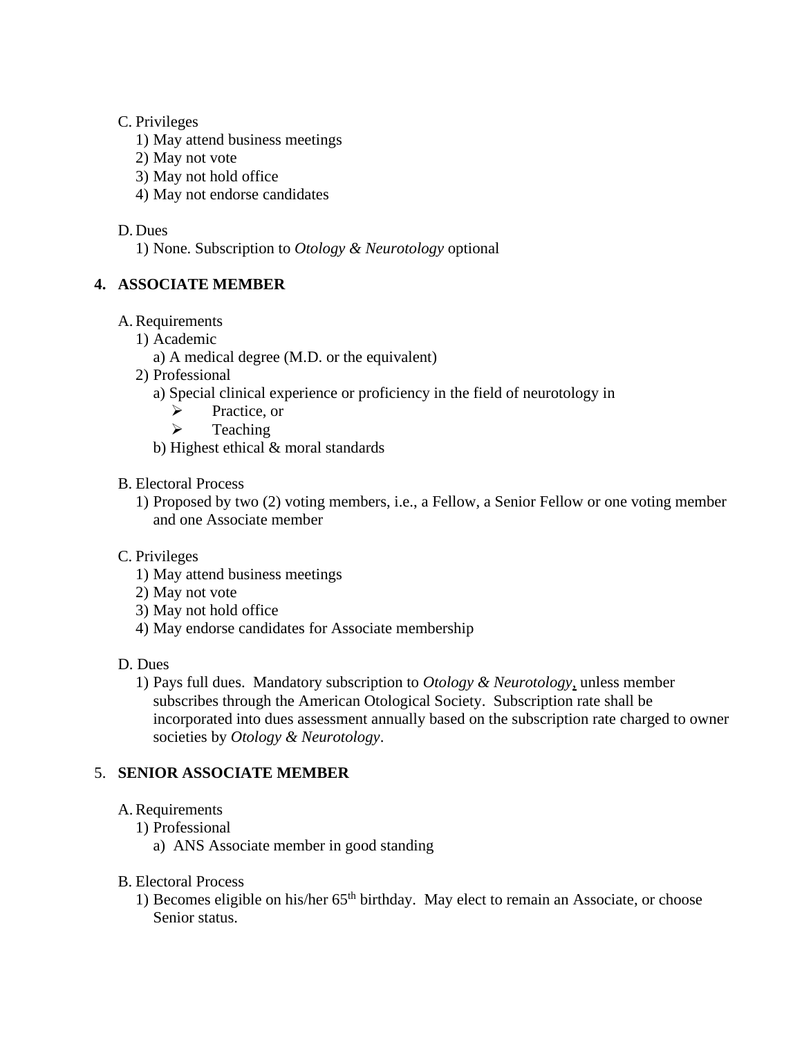C. Privileges
   1) May attend business meetings
   2) May not vote
   3) May not hold office
   4) May not endorse candidates

D. Dues
   1) None. Subscription to *Otology & Neurotology* optional

**4. ASSOCIATE MEMBER**

A. Requirements
   1) Academic
      a) A medical degree (M.D. or the equivalent)
   2) Professional
      a) Special clinical experience or proficiency in the field of neurotology in
         - Practice, or
         - Teaching
      b) Highest ethical & moral standards

B. Electoral Process
   1) Proposed by two (2) voting members, i.e., a Fellow, a Senior Fellow or one voting member and one Associate member

C. Privileges
   1) May attend business meetings
   2) May not vote
   3) May not hold office
   4) May endorse candidates for Associate membership

D. Dues
   1) Pays full dues. Mandatory subscription to *Otology & Neurotology*, unless member subscribes through the American Otological Society. Subscription rate shall be incorporated into dues assessment annually based on the subscription rate charged to owner societies by *Otology & Neurotology*.

5. **SENIOR ASSOCIATE MEMBER**

A. Requirements
   1) Professional
      a) ANS Associate member in good standing

B. Electoral Process
   1) Becomes eligible on his/her 65th birthday. May elect to remain an Associate, or choose Senior status.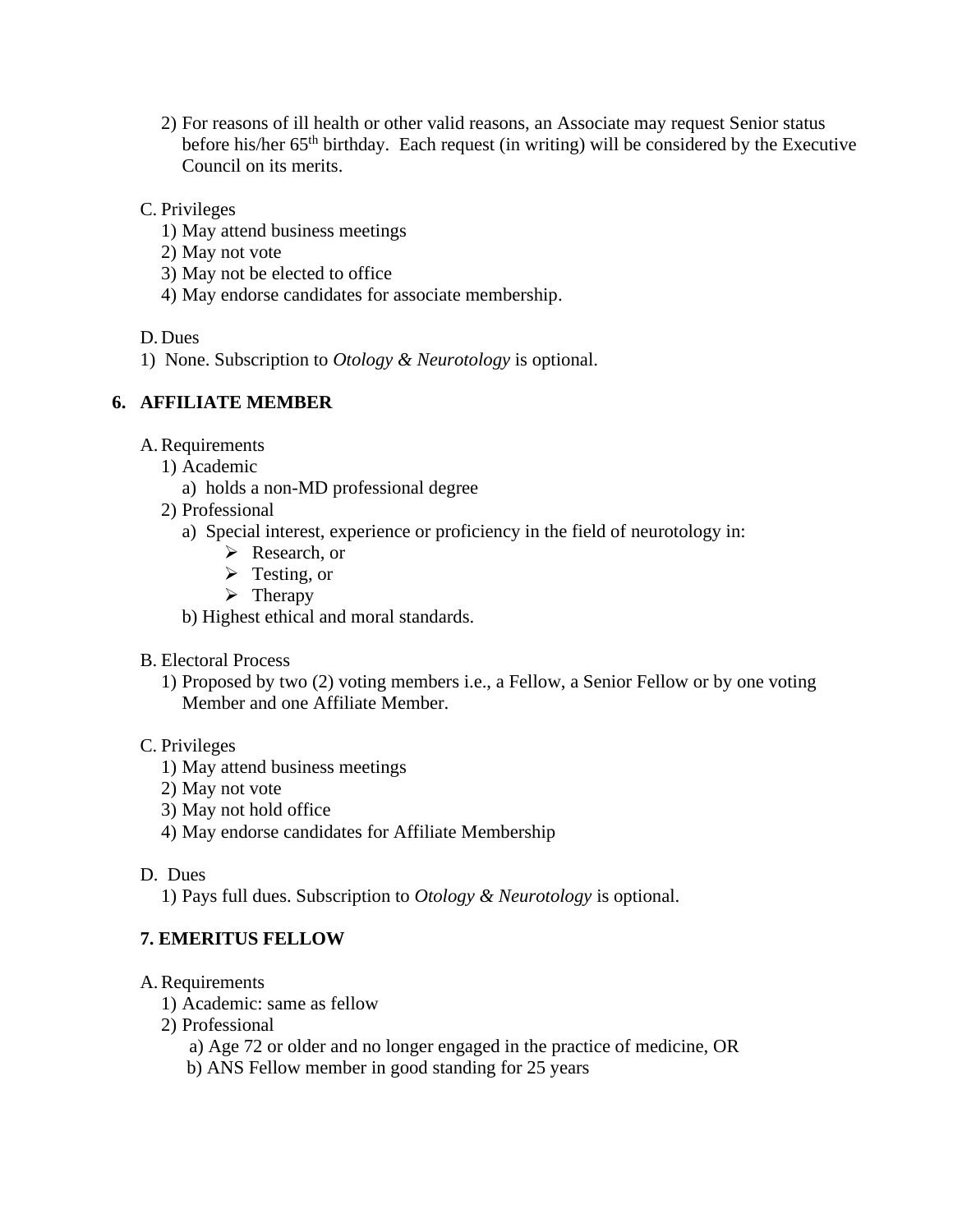2) For reasons of ill health or other valid reasons, an Associate may request Senior status before his/her 65th birthday. Each request (in writing) will be considered by the Executive Council on its merits.

C. Privileges
   1) May attend business meetings
   2) May not vote
   3) May not be elected to office
   4) May endorse candidates for associate membership.

D. Dues
1) None. Subscription to *Otology & Neurotology* is optional.

### 6. AFFILIATE MEMBER

A. Requirements
   1) Academic
      a) holds a non-MD professional degree
   2) Professional
      a) Special interest, experience or proficiency in the field of neurotology in:
         - Research, or
         - Testing, or
         - Therapy
      b) Highest ethical and moral standards.

B. Electoral Process
   1) Proposed by two (2) voting members i.e., a Fellow, a Senior Fellow or by one voting Member and one Affiliate Member.

C. Privileges
   1) May attend business meetings
   2) May not vote
   3) May not hold office
   4) May endorse candidates for Affiliate Membership

D. Dues
   1) Pays full dues. Subscription to *Otology & Neurotology* is optional.

### 7. EMERITUS FELLOW

A. Requirements
   1) Academic: same as fellow
   2) Professional
      a) Age 72 or older and no longer engaged in the practice of medicine, OR
      b) ANS Fellow member in good standing for 25 years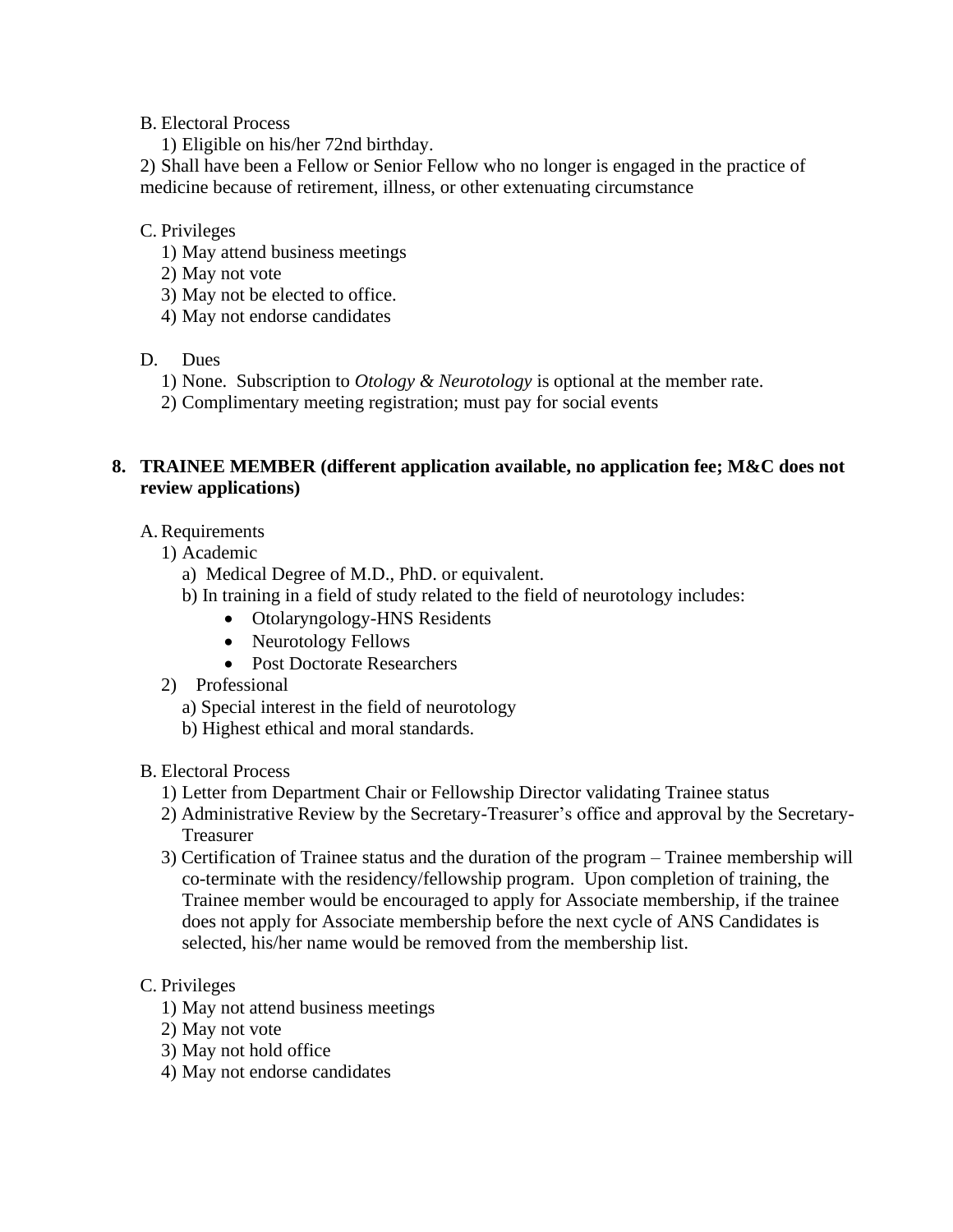B. Electoral Process

1) Eligible on his/her 72nd birthday.

2) Shall have been a Fellow or Senior Fellow who no longer is engaged in the practice of medicine because of retirement, illness, or other extenuating circumstance

C. Privileges

1) May attend business meetings
2) May not vote
3) May not be elected to office.
4) May not endorse candidates

D. Dues

1) None. Subscription to *Otology & Neurotology* is optional at the member rate.
2) Complimentary meeting registration; must pay for social events

**8. TRAINEE MEMBER (different application available, no application fee; M&C does not review applications)**

A. Requirements

1) Academic
   a) Medical Degree of M.D., PhD. or equivalent.
   b) In training in a field of study related to the field of neurotology includes:
      - Otolaryngology-HNS Residents
      - Neurotology Fellows
      - Post Doctorate Researchers
2) Professional
   a) Special interest in the field of neurotology
   b) Highest ethical and moral standards.

B. Electoral Process

1) Letter from Department Chair or Fellowship Director validating Trainee status
2) Administrative Review by the Secretary-Treasurer's office and approval by the Secretary-Treasurer
3) Certification of Trainee status and the duration of the program – Trainee membership will co-terminate with the residency/fellowship program. Upon completion of training, the Trainee member would be encouraged to apply for Associate membership, if the trainee does not apply for Associate membership before the next cycle of ANS Candidates is selected, his/her name would be removed from the membership list.

C. Privileges

1) May not attend business meetings
2) May not vote
3) May not hold office
4) May not endorse candidates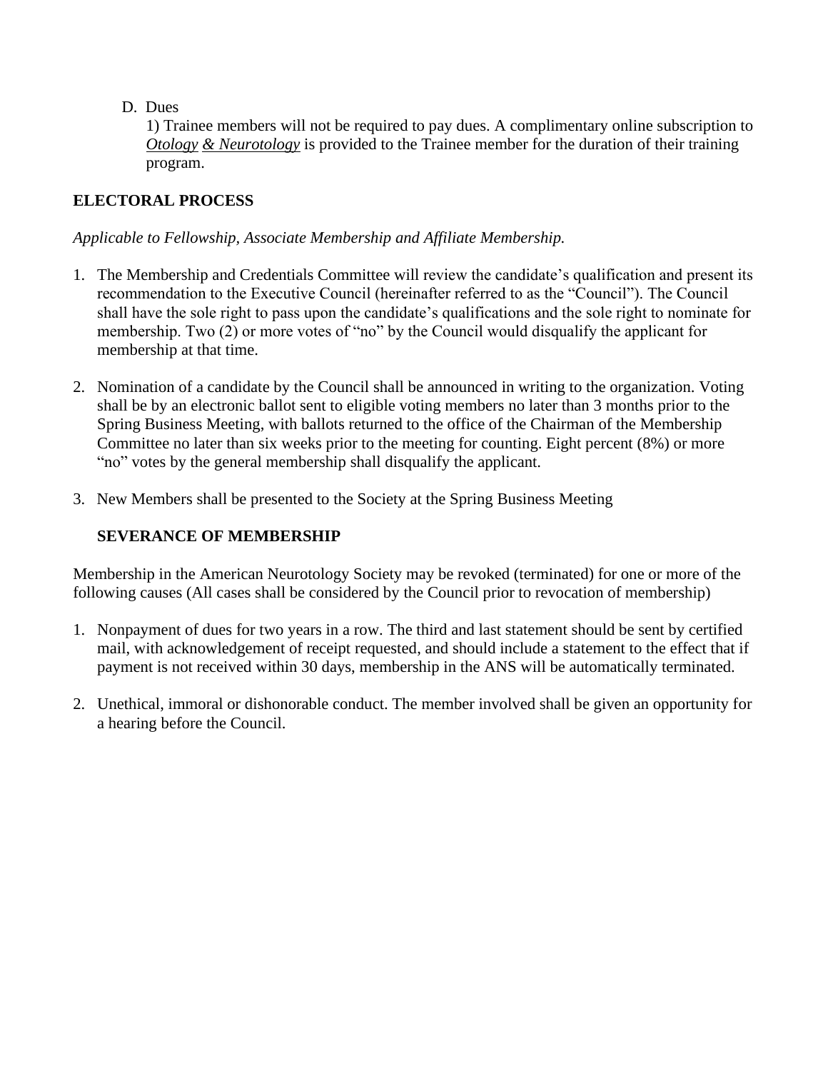D. Dues

1) Trainee members will not be required to pay dues. A complimentary online subscription to *Otology & Neurotology* is provided to the Trainee member for the duration of their training program.

**ELECTORAL PROCESS**

*Applicable to Fellowship, Associate Membership and Affiliate Membership.*

1. The Membership and Credentials Committee will review the candidate's qualification and present its recommendation to the Executive Council (hereinafter referred to as the "Council"). The Council shall have the sole right to pass upon the candidate's qualifications and the sole right to nominate for membership. Two (2) or more votes of "no" by the Council would disqualify the applicant for membership at that time.

2. Nomination of a candidate by the Council shall be announced in writing to the organization. Voting shall be by an electronic ballot sent to eligible voting members no later than 3 months prior to the Spring Business Meeting, with ballots returned to the office of the Chairman of the Membership Committee no later than six weeks prior to the meeting for counting. Eight percent (8%) or more "no" votes by the general membership shall disqualify the applicant.

3. New Members shall be presented to the Society at the Spring Business Meeting

**SEVERANCE OF MEMBERSHIP**

Membership in the American Neurotology Society may be revoked (terminated) for one or more of the following causes (All cases shall be considered by the Council prior to revocation of membership)

1. Nonpayment of dues for two years in a row. The third and last statement should be sent by certified mail, with acknowledgement of receipt requested, and should include a statement to the effect that if payment is not received within 30 days, membership in the ANS will be automatically terminated.

2. Unethical, immoral or dishonorable conduct. The member involved shall be given an opportunity for a hearing before the Council.